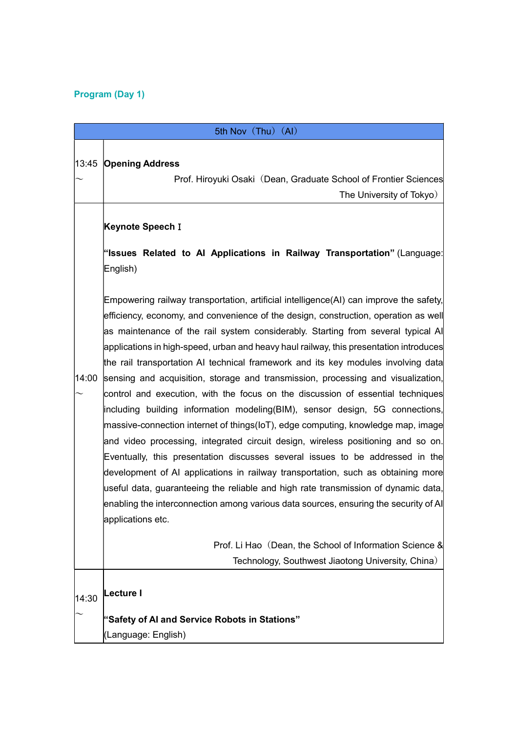## Program (Day 1)

| 5th Nov（Thu）（AI） | |
|---|---|
| 13:45 ～ | **Opening Address**<br>Prof. Hiroyuki Osaki（Dean, Graduate School of Frontier Sciences The University of Tokyo） |
| 14:00 ～ | **Keynote Speech Ⅰ**<br>**"Issues Related to AI Applications in Railway Transportation"** (Language: English)<br><br>Empowering railway transportation, artificial intelligence(AI) can improve the safety, efficiency, economy, and convenience of the design, construction, operation as well as maintenance of the rail system considerably. Starting from several typical AI applications in high-speed, urban and heavy haul railway, this presentation introduces the rail transportation AI technical framework and its key modules involving data sensing and acquisition, storage and transmission, processing and visualization, control and execution, with the focus on the discussion of essential techniques including building information modeling(BIM), sensor design, 5G connections, massive-connection internet of things(IoT), edge computing, knowledge map, image and video processing, integrated circuit design, wireless positioning and so on. Eventually, this presentation discusses several issues to be addressed in the development of AI applications in railway transportation, such as obtaining more useful data, guaranteeing the reliable and high rate transmission of dynamic data, enabling the interconnection among various data sources, ensuring the security of AI applications etc.<br><br>Prof. Li Hao（Dean, the School of Information Science & Technology, Southwest Jiaotong University, China） |
| 14:30 ～ | **Lecture I**<br>**"Safety of AI and Service Robots in Stations"**<br>(Language: English) |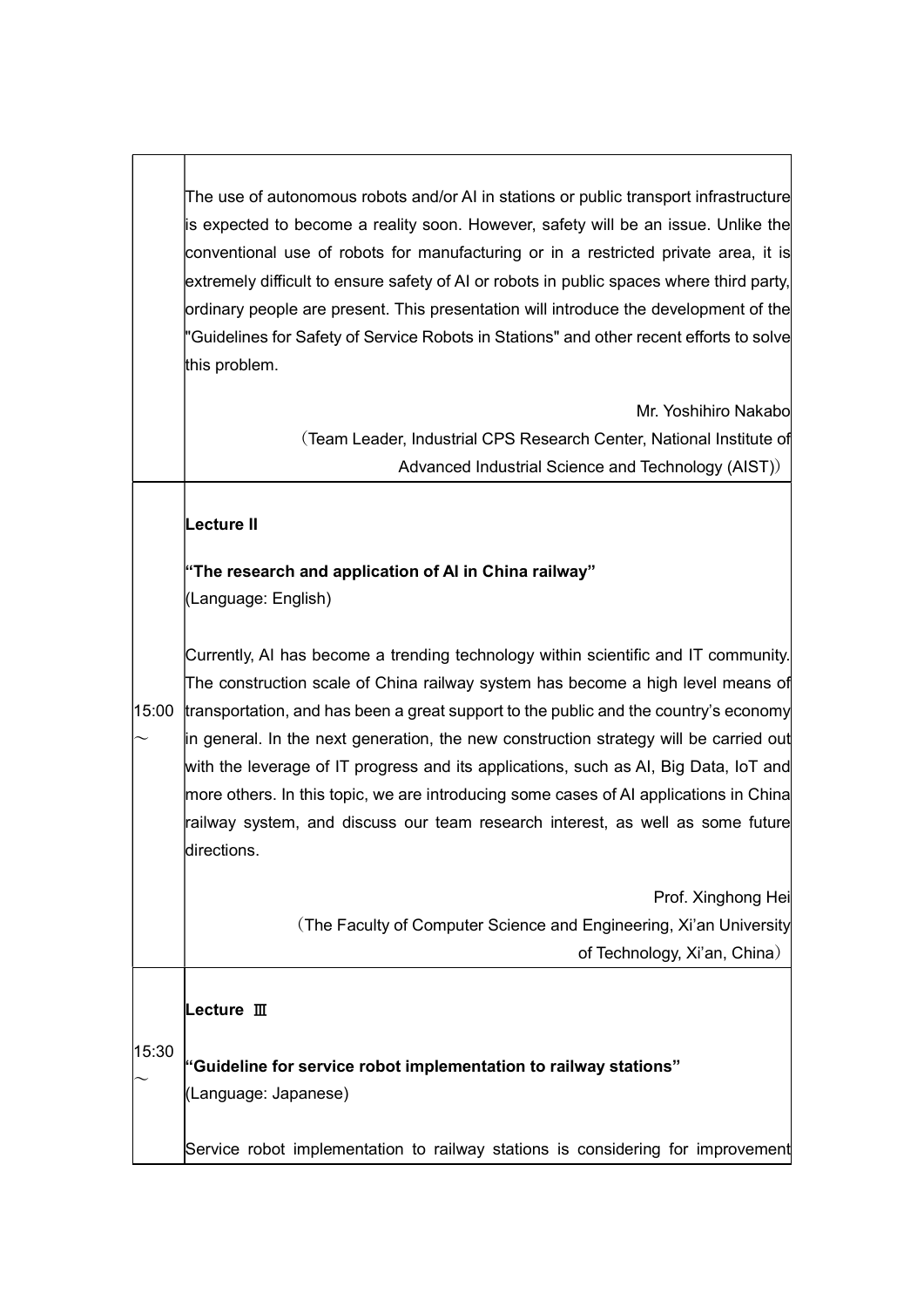| | |
|---|---|
| | The use of autonomous robots and/or AI in stations or public transport infrastructure is expected to become a reality soon. However, safety will be an issue. Unlike the conventional use of robots for manufacturing or in a restricted private area, it is extremely difficult to ensure safety of AI or robots in public spaces where third party, ordinary people are present. This presentation will introduce the development of the "Guidelines for Safety of Service Robots in Stations" and other recent efforts to solve this problem.<br><br>Mr. Yoshihiro Nakabo<br>（Team Leader, Industrial CPS Research Center, National Institute of Advanced Industrial Science and Technology (AIST)） |
| 15:00 ～ | **Lecture II**<br><br>**"The research and application of AI in China railway"**<br>(Language: English)<br><br>Currently, AI has become a trending technology within scientific and IT community. The construction scale of China railway system has become a high level means of transportation, and has been a great support to the public and the country's economy in general. In the next generation, the new construction strategy will be carried out with the leverage of IT progress and its applications, such as AI, Big Data, IoT and more others. In this topic, we are introducing some cases of AI applications in China railway system, and discuss our team research interest, as well as some future directions.<br><br>Prof. Xinghong Hei<br>（The Faculty of Computer Science and Engineering, Xi'an University of Technology, Xi'an, China） |
| 15:30 ～ | **Lecture Ⅲ**<br><br>**"Guideline for service robot implementation to railway stations"**<br>(Language: Japanese)<br><br>Service robot implementation to railway stations is considering for improvement |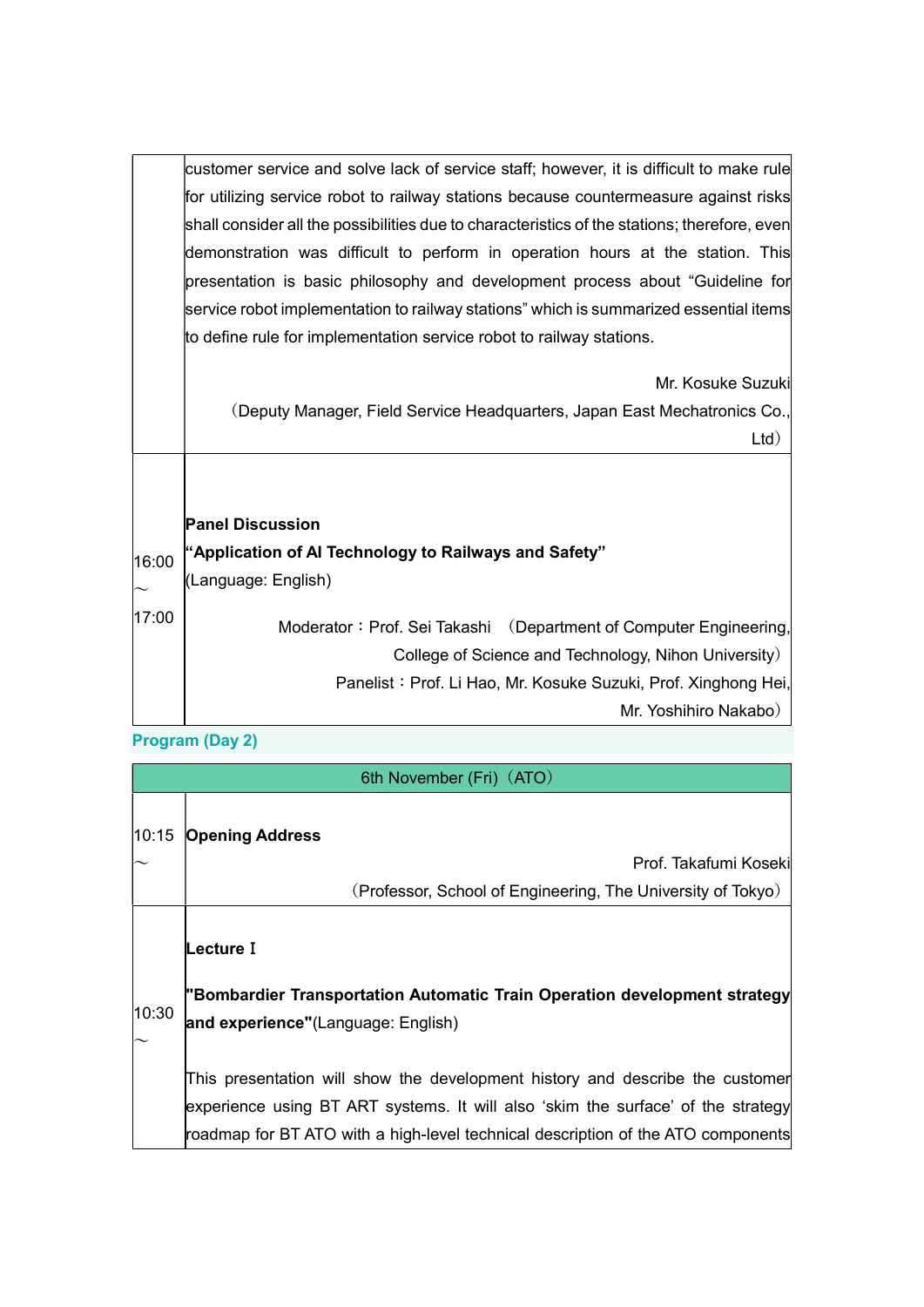| | |
|---|---|
| | customer service and solve lack of service staff; however, it is difficult to make rule for utilizing service robot to railway stations because countermeasure against risks shall consider all the possibilities due to characteristics of the stations; therefore, even demonstration was difficult to perform in operation hours at the station. This presentation is basic philosophy and development process about “Guideline for service robot implementation to railway stations” which is summarized essential items to define rule for implementation service robot to railway stations.<br><br>Mr. Kosuke Suzuki<br>（Deputy Manager, Field Service Headquarters, Japan East Mechatronics Co., Ltd） |
| 16:00<br>～<br>17:00 | **Panel Discussion**<br>**“Application of AI Technology to Railways and Safety”**<br>(Language: English)<br><br>Moderator：Prof. Sei Takashi （Department of Computer Engineering, College of Science and Technology, Nihon University）<br>Panelist：Prof. Li Hao, Mr. Kosuke Suzuki, Prof. Xinghong Hei, Mr. Yoshihiro Nakabo） |

## Program (Day 2)

| 6th November (Fri)（ATO） | |
|---|---|
| 10:15<br>～ | **Opening Address**<br><br>Prof. Takafumi Koseki<br>（Professor, School of Engineering, The University of Tokyo） |
| 10:30<br>～ | **Lecture Ⅰ**<br><br>**"Bombardier Transportation Automatic Train Operation development strategy and experience"**(Language: English)<br><br>This presentation will show the development history and describe the customer experience using BT ART systems. It will also ‘skim the surface’ of the strategy roadmap for BT ATO with a high-level technical description of the ATO components |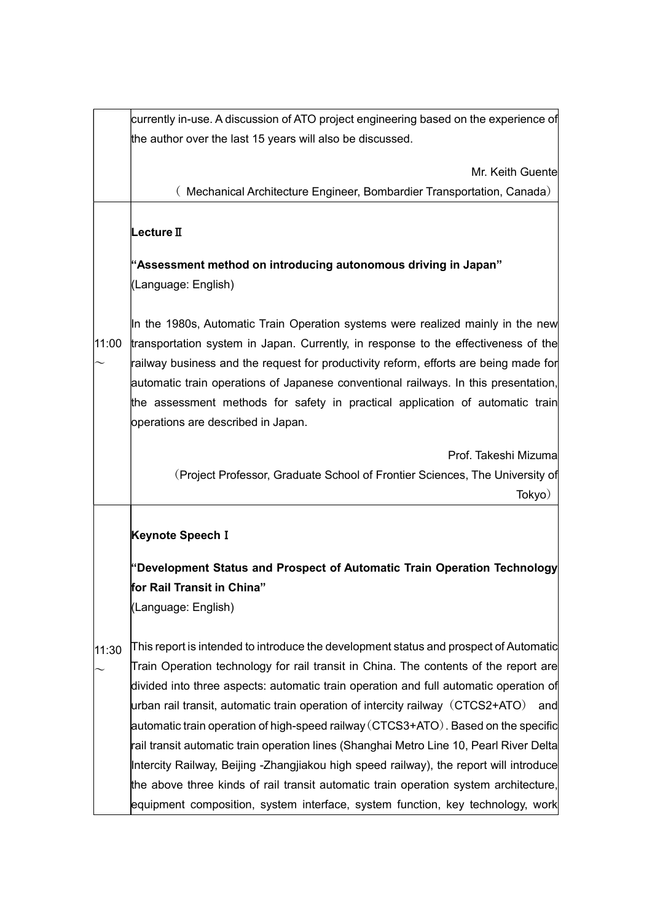| | |
|---|---|
| | currently in-use. A discussion of ATO project engineering based on the experience of the author over the last 15 years will also be discussed.<br><br>Mr. Keith Guente<br>（ Mechanical Architecture Engineer, Bombardier Transportation, Canada） |
| 11:00<br>～ | **Lecture Ⅱ**<br><br>**"Assessment method on introducing autonomous driving in Japan"**<br>(Language: English)<br><br>In the 1980s, Automatic Train Operation systems were realized mainly in the new transportation system in Japan. Currently, in response to the effectiveness of the railway business and the request for productivity reform, efforts are being made for automatic train operations of Japanese conventional railways. In this presentation, the assessment methods for safety in practical application of automatic train operations are described in Japan.<br><br>Prof. Takeshi Mizuma<br>（Project Professor, Graduate School of Frontier Sciences, The University of Tokyo） |
| 11:30<br>～ | **Keynote Speech Ⅰ**<br><br>**"Development Status and Prospect of Automatic Train Operation Technology for Rail Transit in China"**<br>(Language: English)<br><br>This report is intended to introduce the development status and prospect of Automatic Train Operation technology for rail transit in China. The contents of the report are divided into three aspects: automatic train operation and full automatic operation of urban rail transit, automatic train operation of intercity railway（CTCS2+ATO） and automatic train operation of high-speed railway（CTCS3+ATO）. Based on the specific rail transit automatic train operation lines (Shanghai Metro Line 10, Pearl River Delta Intercity Railway, Beijing -Zhangjiakou high speed railway), the report will introduce the above three kinds of rail transit automatic train operation system architecture, equipment composition, system interface, system function, key technology, work |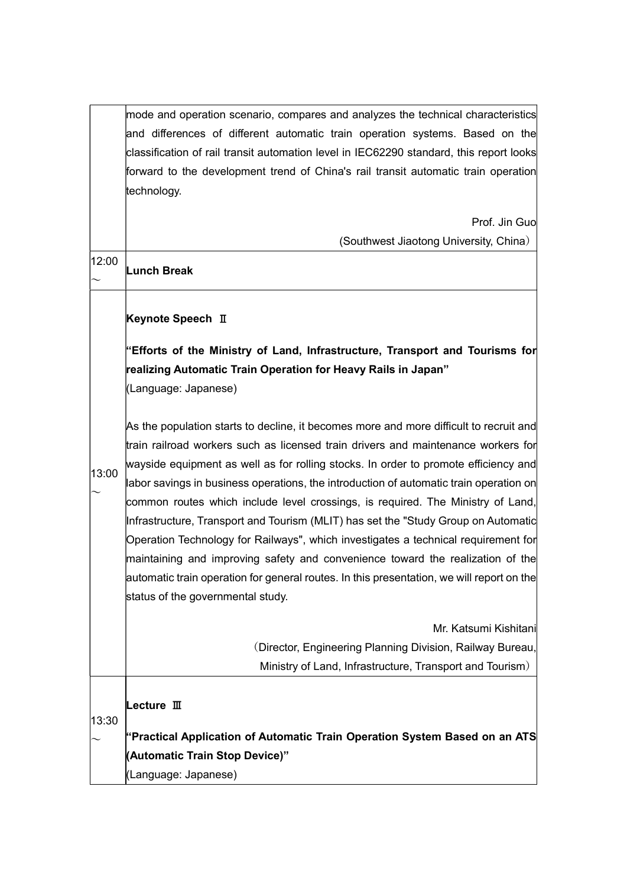| | |
|---|---|
| | mode and operation scenario, compares and analyzes the technical characteristics and differences of different automatic train operation systems. Based on the classification of rail transit automation level in IEC62290 standard, this report looks forward to the development trend of China's rail transit automatic train operation technology.<br><br>Prof. Jin Guo<br>(Southwest Jiaotong University, China) |
| 12:00 ～ | **Lunch Break** |
| 13:00 ～ | **Keynote Speech Ⅱ**<br><br>**"Efforts of the Ministry of Land, Infrastructure, Transport and Tourisms for realizing Automatic Train Operation for Heavy Rails in Japan"**<br>(Language: Japanese)<br><br>As the population starts to decline, it becomes more and more difficult to recruit and train railroad workers such as licensed train drivers and maintenance workers for wayside equipment as well as for rolling stocks. In order to promote efficiency and labor savings in business operations, the introduction of automatic train operation on common routes which include level crossings, is required. The Ministry of Land, Infrastructure, Transport and Tourism (MLIT) has set the "Study Group on Automatic Operation Technology for Railways", which investigates a technical requirement for maintaining and improving safety and convenience toward the realization of the automatic train operation for general routes. In this presentation, we will report on the status of the governmental study.<br><br>Mr. Katsumi Kishitani<br>(Director, Engineering Planning Division, Railway Bureau, Ministry of Land, Infrastructure, Transport and Tourism) |
| 13:30 ～ | **Lecture Ⅲ**<br><br>**"Practical Application of Automatic Train Operation System Based on an ATS (Automatic Train Stop Device)"**<br>(Language: Japanese) |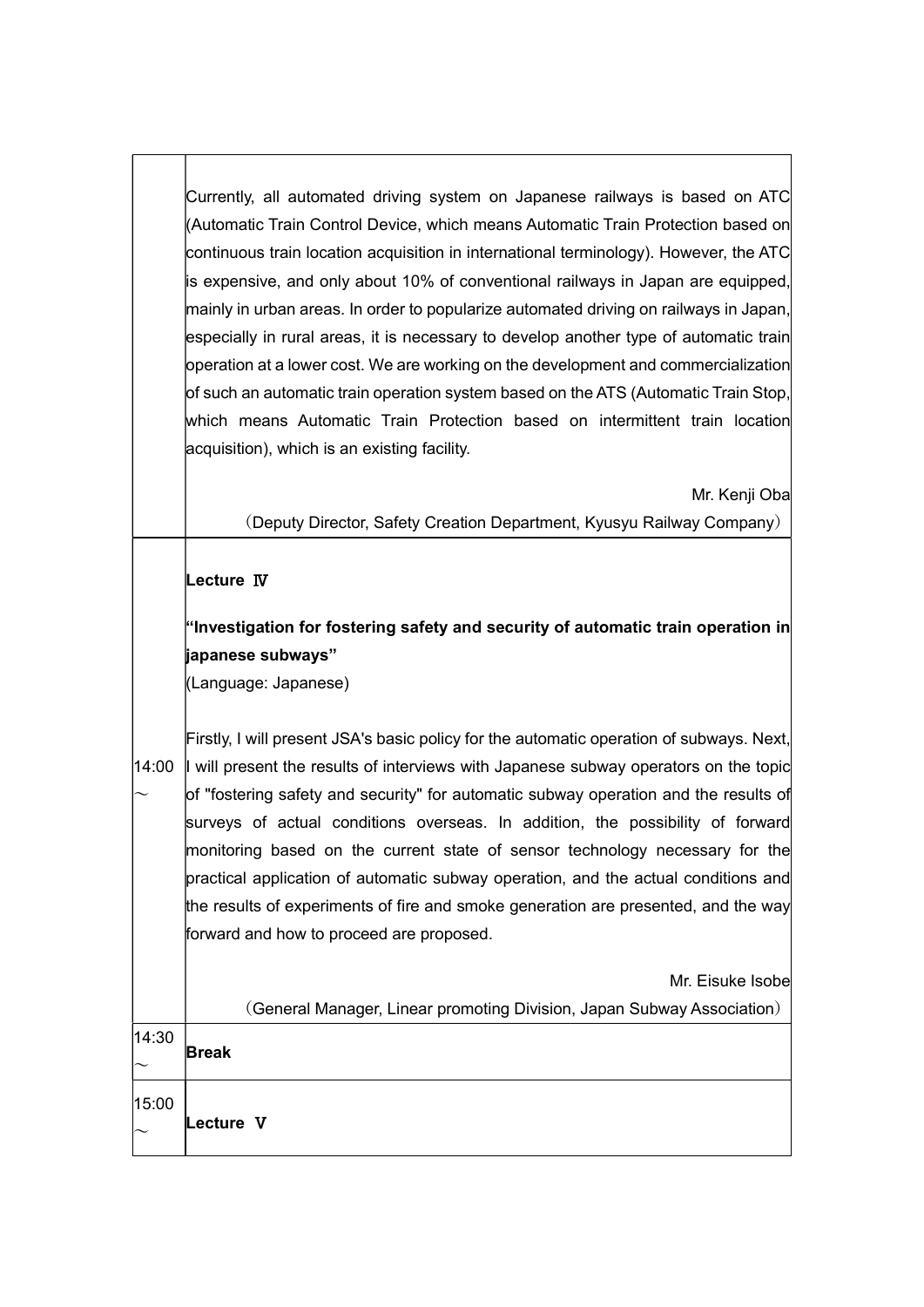| | |
|---|---|
| | Currently, all automated driving system on Japanese railways is based on ATC (Automatic Train Control Device, which means Automatic Train Protection based on continuous train location acquisition in international terminology). However, the ATC is expensive, and only about 10% of conventional railways in Japan are equipped, mainly in urban areas. In order to popularize automated driving on railways in Japan, especially in rural areas, it is necessary to develop another type of automatic train operation at a lower cost. We are working on the development and commercialization of such an automatic train operation system based on the ATS (Automatic Train Stop, which means Automatic Train Protection based on intermittent train location acquisition), which is an existing facility.<br><br>Mr. Kenji Oba<br>（Deputy Director, Safety Creation Department, Kyusyu Railway Company） |
| 14:00 ～ | **Lecture Ⅳ**<br><br>**"Investigation for fostering safety and security of automatic train operation in japanese subways"**<br>(Language: Japanese)<br><br>Firstly, I will present JSA's basic policy for the automatic operation of subways. Next, I will present the results of interviews with Japanese subway operators on the topic of "fostering safety and security" for automatic subway operation and the results of surveys of actual conditions overseas. In addition, the possibility of forward monitoring based on the current state of sensor technology necessary for the practical application of automatic subway operation, and the actual conditions and the results of experiments of fire and smoke generation are presented, and the way forward and how to proceed are proposed.<br><br>Mr. Eisuke Isobe<br>（General Manager, Linear promoting Division, Japan Subway Association） |
| 14:30 ～ | **Break** |
| 15:00 ～ | **Lecture Ⅴ** |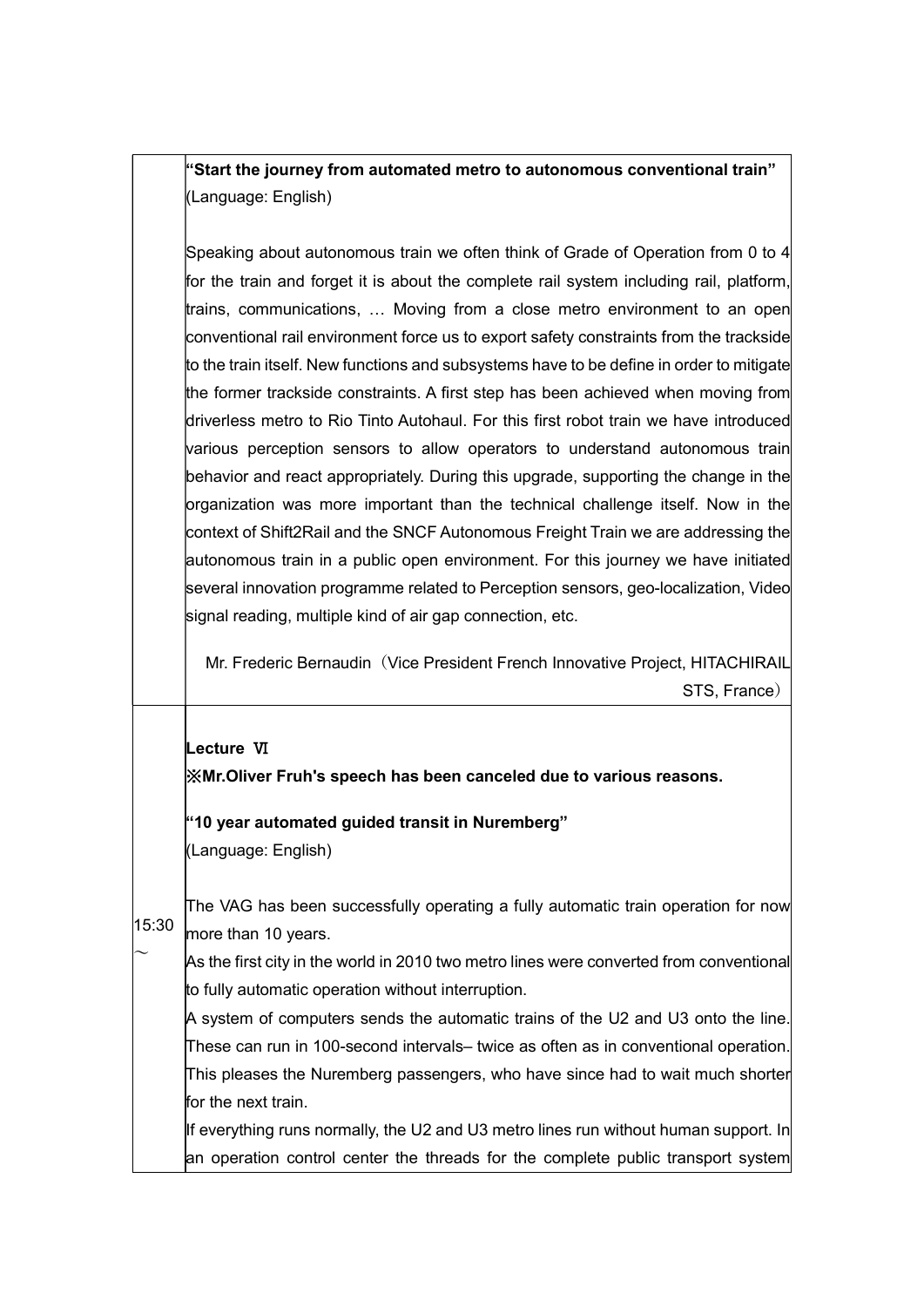| | |
|---|---|
| | **"Start the journey from automated metro to autonomous conventional train"**<br>(Language: English)<br><br>Speaking about autonomous train we often think of Grade of Operation from 0 to 4 for the train and forget it is about the complete rail system including rail, platform, trains, communications, … Moving from a close metro environment to an open conventional rail environment force us to export safety constraints from the trackside to the train itself. New functions and subsystems have to be define in order to mitigate the former trackside constraints. A first step has been achieved when moving from driverless metro to Rio Tinto Autohaul. For this first robot train we have introduced various perception sensors to allow operators to understand autonomous train behavior and react appropriately. During this upgrade, supporting the change in the organization was more important than the technical challenge itself. Now in the context of Shift2Rail and the SNCF Autonomous Freight Train we are addressing the autonomous train in a public open environment. For this journey we have initiated several innovation programme related to Perception sensors, geo-localization, Video signal reading, multiple kind of air gap connection, etc.<br><br>Mr. Frederic Bernaudin（Vice President French Innovative Project, HITACHIRAIL STS, France） |
| 15:30<br>～ | **Lecture Ⅵ**<br>**※Mr.Oliver Fruh's speech has been canceled due to various reasons.**<br><br>**"10 year automated guided transit in Nuremberg"**<br>(Language: English)<br><br>The VAG has been successfully operating a fully automatic train operation for now more than 10 years.<br>As the first city in the world in 2010 two metro lines were converted from conventional to fully automatic operation without interruption.<br>A system of computers sends the automatic trains of the U2 and U3 onto the line. These can run in 100-second intervals– twice as often as in conventional operation. This pleases the Nuremberg passengers, who have since had to wait much shorter for the next train.<br>If everything runs normally, the U2 and U3 metro lines run without human support. In an operation control center the threads for the complete public transport system |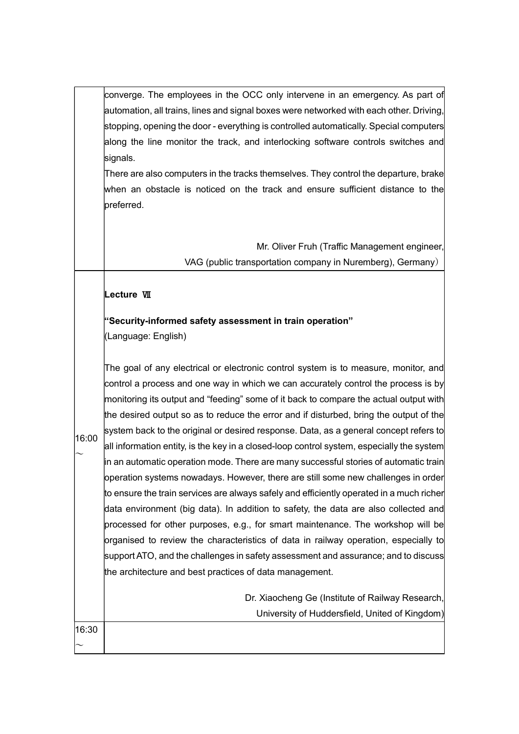| | |
|---|---|
| | converge. The employees in the OCC only intervene in an emergency. As part of automation, all trains, lines and signal boxes were networked with each other. Driving, stopping, opening the door - everything is controlled automatically. Special computers along the line monitor the track, and interlocking software controls switches and signals.<br>There are also computers in the tracks themselves. They control the departure, brake when an obstacle is noticed on the track and ensure sufficient distance to the preferred.<br><br>Mr. Oliver Fruh (Traffic Management engineer, VAG (public transportation company in Nuremberg), Germany） |
| 16:00 ～ | **Lecture Ⅶ**<br><br>**"Security-informed safety assessment in train operation"**<br>(Language: English)<br><br>The goal of any electrical or electronic control system is to measure, monitor, and control a process and one way in which we can accurately control the process is by monitoring its output and "feeding" some of it back to compare the actual output with the desired output so as to reduce the error and if disturbed, bring the output of the system back to the original or desired response. Data, as a general concept refers to all information entity, is the key in a closed-loop control system, especially the system in an automatic operation mode. There are many successful stories of automatic train operation systems nowadays. However, there are still some new challenges in order to ensure the train services are always safely and efficiently operated in a much richer data environment (big data). In addition to safety, the data are also collected and processed for other purposes, e.g., for smart maintenance. The workshop will be organised to review the characteristics of data in railway operation, especially to support ATO, and the challenges in safety assessment and assurance; and to discuss the architecture and best practices of data management.<br><br>Dr. Xiaocheng Ge (Institute of Railway Research, University of Huddersfield, United of Kingdom) |
| 16:30 ～ | |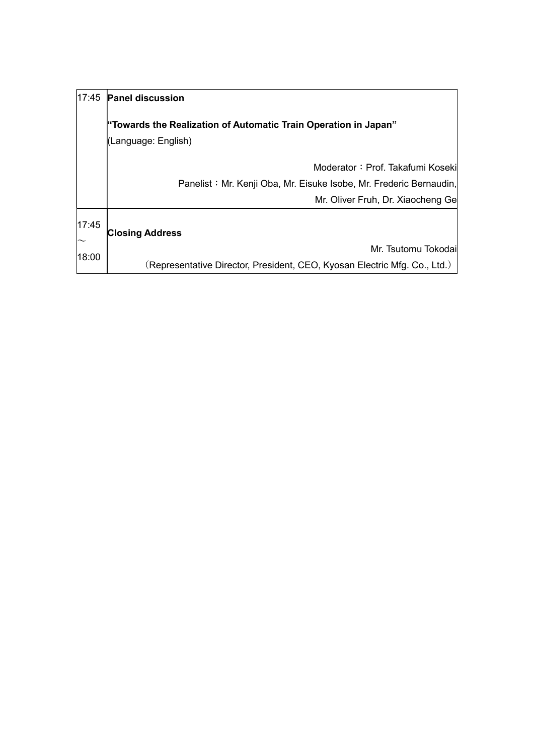| | |
|---|---|
| 17:45 | **Panel discussion**<br><br>**"Towards the Realization of Automatic Train Operation in Japan"**<br>(Language: English)<br><br>Moderator：Prof. Takafumi Koseki<br>Panelist：Mr. Kenji Oba, Mr. Eisuke Isobe, Mr. Frederic Bernaudin,<br>Mr. Oliver Fruh, Dr. Xiaocheng Ge |
| 17:45<br>～<br>18:00 | **Closing Address**<br>Mr. Tsutomu Tokodai<br>（Representative Director, President, CEO, Kyosan Electric Mfg. Co., Ltd.） |